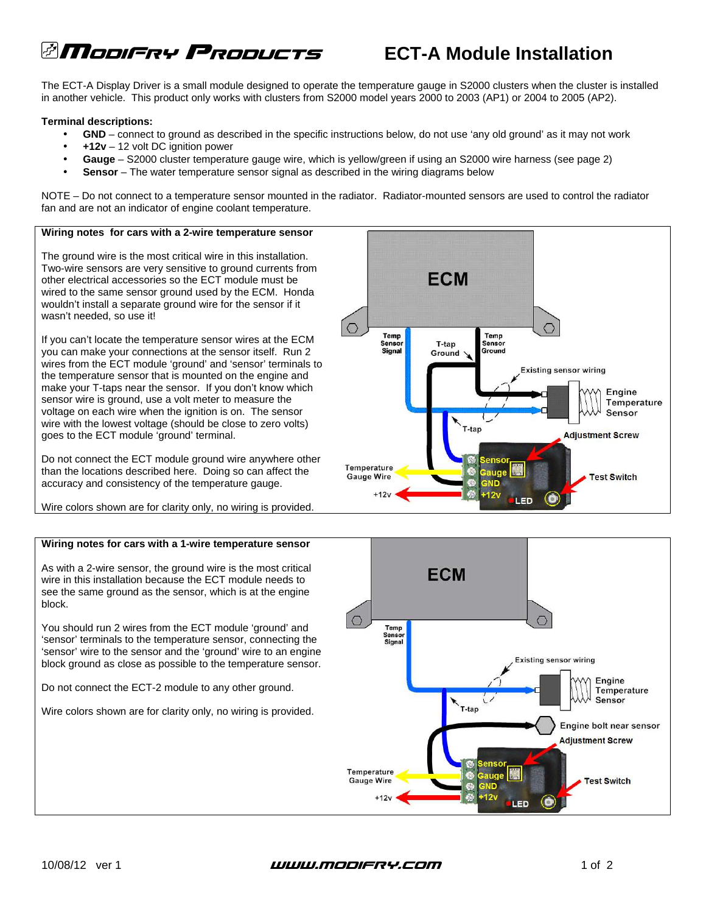# ModiFry Products — ECT-A Module Installation

The ECT-A Display Driver is a small module designed to operate the temperature gauge in S2000 clusters when the cluster is installed in another vehicle. This product only works with clusters from S2000 model years 2000 to 2003 (AP1) or 2004 to 2005 (AP2).

**Terminal descriptions:**

- **GND** – connect to ground as described in the specific instructions below, do not use 'any old ground' as it may not work
- **+12v** – 12 volt DC ignition power
- **Gauge** – S2000 cluster temperature gauge wire, which is yellow/green if using an S2000 wire harness (see page 2)
- **Sensor** – The water temperature sensor signal as described in the wiring diagrams below

NOTE – Do not connect to a temperature sensor mounted in the radiator. Radiator-mounted sensors are used to control the radiator fan and are not an indicator of engine coolant temperature.

**Wiring notes for cars with a 2-wire temperature sensor**

The ground wire is the most critical wire in this installation. Two-wire sensors are very sensitive to ground currents from other electrical accessories so the ECT module must be wired to the same sensor ground used by the ECM. Honda wouldn't install a separate ground wire for the sensor if it wasn't needed, so use it!

If you can't locate the temperature sensor wires at the ECM you can make your connections at the sensor itself. Run 2 wires from the ECT module 'ground' and 'sensor' terminals to the temperature sensor that is mounted on the engine and make your T-taps near the sensor. If you don't know which sensor wire is ground, use a volt meter to measure the voltage on each wire when the ignition is on. The sensor wire with the lowest voltage (should be close to zero volts) goes to the ECT module 'ground' terminal.

Do not connect the ECT module ground wire anywhere other than the locations described here. Doing so can affect the accuracy and consistency of the temperature gauge.

Wire colors shown are for clarity only, no wiring is provided.

ECM · Temp Sensor Signal · T-tap Ground · Temp Sensor Ground · Existing sensor wiring · Engine Temperature Sensor · T-tap · Adjustment Screw · Temperature Gauge Wire · +12v · Sensor · Gauge · GND · +12v · Test Switch · LED

**Wiring notes for cars with a 1-wire temperature sensor**

As with a 2-wire sensor, the ground wire is the most critical wire in this installation because the ECT module needs to see the same ground as the sensor, which is at the engine block.

You should run 2 wires from the ECT module 'ground' and 'sensor' terminals to the temperature sensor, connecting the 'sensor' wire to the sensor and the 'ground' wire to an engine block ground as close as possible to the temperature sensor.

Do not connect the ECT-2 module to any other ground.

Wire colors shown are for clarity only, no wiring is provided.

ECM · Temp Sensor Signal · Existing sensor wiring · Engine Temperature Sensor · T-tap · Engine bolt near sensor · Adjustment Screw · Temperature Gauge Wire · +12v · Sensor · Gauge · GND · +12v · Test Switch · LED

10/08/12 ver 1 — www.modifry.com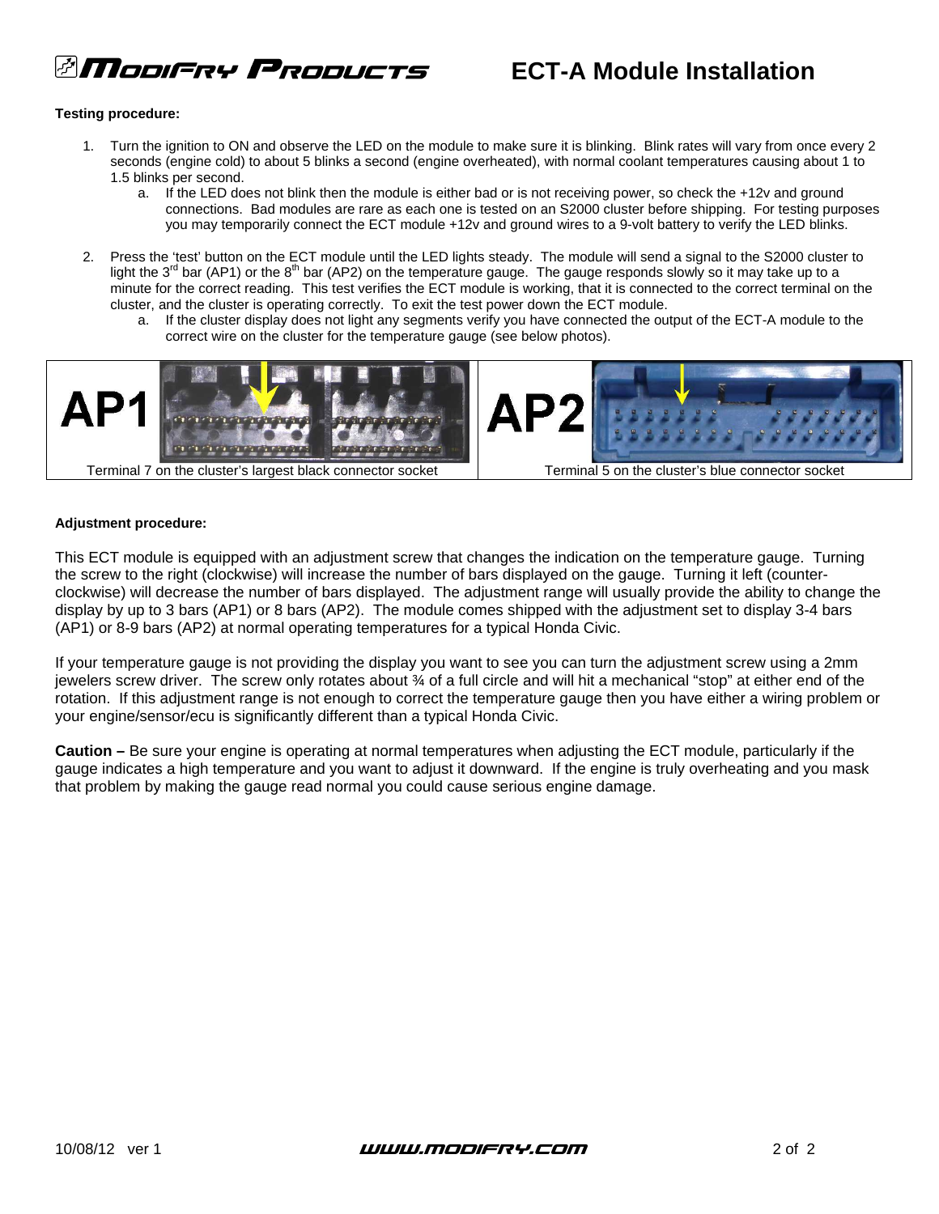# ECT-A Module Installation

**Testing procedure:**

1. Turn the ignition to ON and observe the LED on the module to make sure it is blinking. Blink rates will vary from once every 2 seconds (engine cold) to about 5 blinks a second (engine overheated), with normal coolant temperatures causing about 1 to 1.5 blinks per second.
   a. If the LED does not blink then the module is either bad or is not receiving power, so check the +12v and ground connections. Bad modules are rare as each one is tested on an S2000 cluster before shipping. For testing purposes you may temporarily connect the ECT module +12v and ground wires to a 9-volt battery to verify the LED blinks.

2. Press the 'test' button on the ECT module until the LED lights steady. The module will send a signal to the S2000 cluster to light the 3rd bar (AP1) or the 8th bar (AP2) on the temperature gauge. The gauge responds slowly so it may take up to a minute for the correct reading. This test verifies the ECT module is working, that it is connected to the correct terminal on the cluster, and the cluster is operating correctly. To exit the test power down the ECT module.
   a. If the cluster display does not light any segments verify you have connected the output of the ECT-A module to the correct wire on the cluster for the temperature gauge (see below photos).

AP1

Terminal 7 on the cluster's largest black connector socket

AP2

Terminal 5 on the cluster's blue connector socket

**Adjustment procedure:**

This ECT module is equipped with an adjustment screw that changes the indication on the temperature gauge. Turning the screw to the right (clockwise) will increase the number of bars displayed on the gauge. Turning it left (counter-clockwise) will decrease the number of bars displayed. The adjustment range will usually provide the ability to change the display by up to 3 bars (AP1) or 8 bars (AP2). The module comes shipped with the adjustment set to display 3-4 bars (AP1) or 8-9 bars (AP2) at normal operating temperatures for a typical Honda Civic.

If your temperature gauge is not providing the display you want to see you can turn the adjustment screw using a 2mm jewelers screw driver. The screw only rotates about ¾ of a full circle and will hit a mechanical "stop" at either end of the rotation. If this adjustment range is not enough to correct the temperature gauge then you have either a wiring problem or your engine/sensor/ecu is significantly different than a typical Honda Civic.

**Caution –** Be sure your engine is operating at normal temperatures when adjusting the ECT module, particularly if the gauge indicates a high temperature and you want to adjust it downward. If the engine is truly overheating and you mask that problem by making the gauge read normal you could cause serious engine damage.